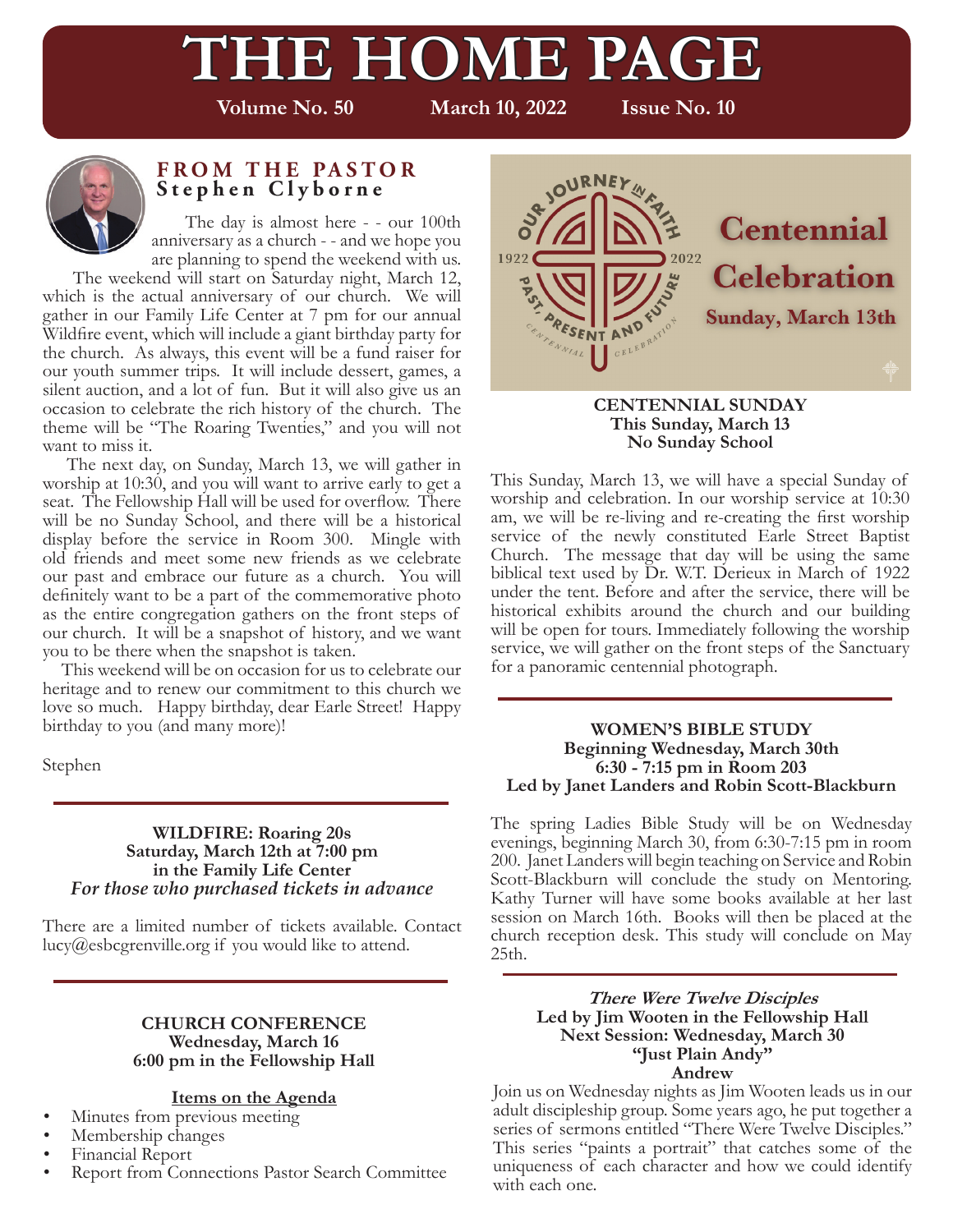# THE HOME PAGE

**Volume No. 50** **March 10, 2022** **Issue No. 10**

## FROM THE PASTOR
### Stephen Clyborne

The day is almost here - - our 100th anniversary as a church - - and we hope you are planning to spend the weekend with us.

The weekend will start on Saturday night, March 12, which is the actual anniversary of our church. We will gather in our Family Life Center at 7 pm for our annual Wildfire event, which will include a giant birthday party for the church. As always, this event will be a fund raiser for our youth summer trips. It will include dessert, games, a silent auction, and a lot of fun. But it will also give us an occasion to celebrate the rich history of the church. The theme will be "The Roaring Twenties," and you will not want to miss it.

The next day, on Sunday, March 13, we will gather in worship at 10:30, and you will want to arrive early to get a seat. The Fellowship Hall will be used for overflow. There will be no Sunday School, and there will be a historical display before the service in Room 300. Mingle with old friends and meet some new friends as we celebrate our past and embrace our future as a church. You will definitely want to be a part of the commemorative photo as the entire congregation gathers on the front steps of our church. It will be a snapshot of history, and we want you to be there when the snapshot is taken.

This weekend will be on occasion for us to celebrate our heritage and to renew our commitment to this church we love so much. Happy birthday, dear Earle Street! Happy birthday to you (and many more)!

Stephen

---

**WILDFIRE: Roaring 20s**
**Saturday, March 12th at 7:00 pm**
**in the Family Life Center**
***For those who purchased tickets in advance***

There are a limited number of tickets available. Contact lucy@esbcgrenville.org if you would like to attend.

---

**CHURCH CONFERENCE**
**Wednesday, March 16**
**6:00 pm in the Fellowship Hall**

**Items on the Agenda**

- Minutes from previous meeting
- Membership changes
- Financial Report
- Report from Connections Pastor Search Committee

---

OUR JOURNEY IN FAITH
1922 2022
PAST, PRESENT AND FUTURE
CENTENNIAL CELEBRATION

**Centennial Celebration**
**Sunday, March 13th**

**CENTENNIAL SUNDAY**
**This Sunday, March 13**
**No Sunday School**

This Sunday, March 13, we will have a special Sunday of worship and celebration. In our worship service at 10:30 am, we will be re-living and re-creating the first worship service of the newly constituted Earle Street Baptist Church. The message that day will be using the same biblical text used by Dr. W.T. Derieux in March of 1922 under the tent. Before and after the service, there will be historical exhibits around the church and our building will be open for tours. Immediately following the worship service, we will gather on the front steps of the Sanctuary for a panoramic centennial photograph.

---

**WOMEN'S BIBLE STUDY**
**Beginning Wednesday, March 30th**
**6:30 - 7:15 pm in Room 203**
**Led by Janet Landers and Robin Scott-Blackburn**

The spring Ladies Bible Study will be on Wednesday evenings, beginning March 30, from 6:30-7:15 pm in room 200. Janet Landers will begin teaching on Service and Robin Scott-Blackburn will conclude the study on Mentoring. Kathy Turner will have some books available at her last session on March 16th. Books will then be placed at the church reception desk. This study will conclude on May 25th.

---

***There Were Twelve Disciples***
**Led by Jim Wooten in the Fellowship Hall**
**Next Session: Wednesday, March 30**
**"Just Plain Andy"**
**Andrew**

Join us on Wednesday nights as Jim Wooten leads us in our adult discipleship group. Some years ago, he put together a series of sermons entitled "There Were Twelve Disciples." This series "paints a portrait" that catches some of the uniqueness of each character and how we could identify with each one.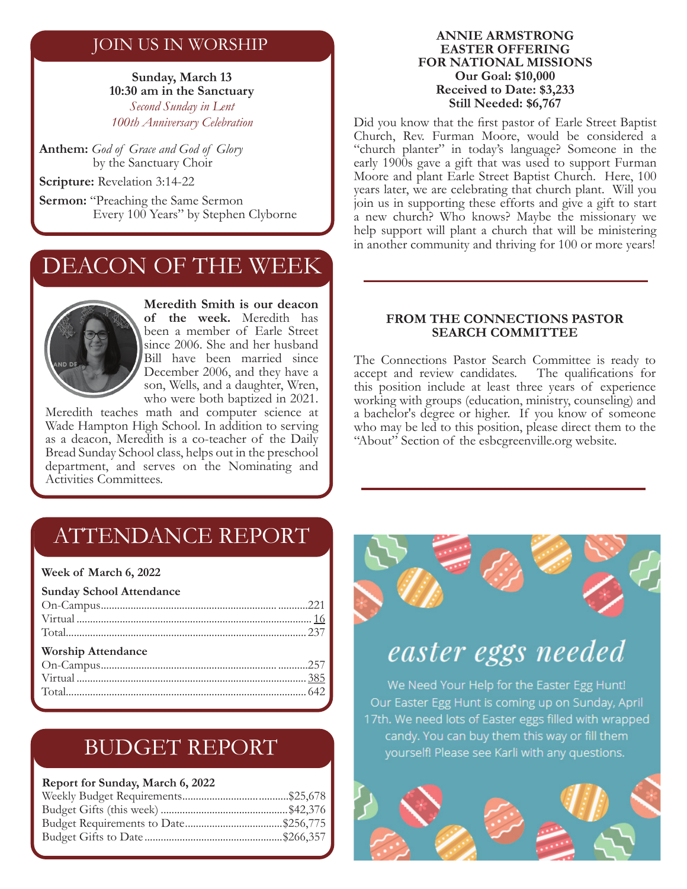## JOIN US IN WORSHIP

**Sunday, March 13**
**10:30 am in the Sanctuary**
*Second Sunday in Lent*
*100th Anniversary Celebration*

**Anthem:** *God of Grace and God of Glory* by the Sanctuary Choir

**Scripture:** Revelation 3:14-22

**Sermon:** "Preaching the Same Sermon Every 100 Years" by Stephen Clyborne

## DEACON OF THE WEEK

**Meredith Smith is our deacon of the week.** Meredith has been a member of Earle Street since 2006. She and her husband Bill have been married since December 2006, and they have a son, Wells, and a daughter, Wren, who were both baptized in 2021. Meredith teaches math and computer science at Wade Hampton High School. In addition to serving as a deacon, Meredith is a co-teacher of the Daily Bread Sunday School class, helps out in the preschool department, and serves on the Nominating and Activities Committees.

## ATTENDANCE REPORT

**Week of March 6, 2022**

**Sunday School Attendance**

| | |
|---|---|
| On-Campus | 221 |
| Virtual | 16 |
| Total | 237 |

**Worship Attendance**

| | |
|---|---|
| On-Campus | 257 |
| Virtual | 385 |
| Total | 642 |

## BUDGET REPORT

**Report for Sunday, March 6, 2022**

| | |
|---|---|
| Weekly Budget Requirements | $25,678 |
| Budget Gifts (this week) | $42,376 |
| Budget Requirements to Date | $256,775 |
| Budget Gifts to Date | $266,357 |

### ANNIE ARMSTRONG EASTER OFFERING FOR NATIONAL MISSIONS

**Our Goal: $10,000**
**Received to Date: $3,233**
**Still Needed: $6,767**

Did you know that the first pastor of Earle Street Baptist Church, Rev. Furman Moore, would be considered a "church planter" in today's language? Someone in the early 1900s gave a gift that was used to support Furman Moore and plant Earle Street Baptist Church. Here, 100 years later, we are celebrating that church plant. Will you join us in supporting these efforts and give a gift to start a new church? Who knows? Maybe the missionary we help support will plant a church that will be ministering in another community and thriving for 100 or more years!

### FROM THE CONNECTIONS PASTOR SEARCH COMMITTEE

The Connections Pastor Search Committee is ready to accept and review candidates. The qualifications for this position include at least three years of experience working with groups (education, ministry, counseling) and a bachelor's degree or higher. If you know of someone who may be led to this position, please direct them to the "About" Section of the esbcgreenville.org website.

## *easter eggs needed*

We Need Your Help for the Easter Egg Hunt! Our Easter Egg Hunt is coming up on Sunday, April 17th. We need lots of Easter eggs filled with wrapped candy. You can buy them this way or fill them yourself! Please see Karli with any questions.